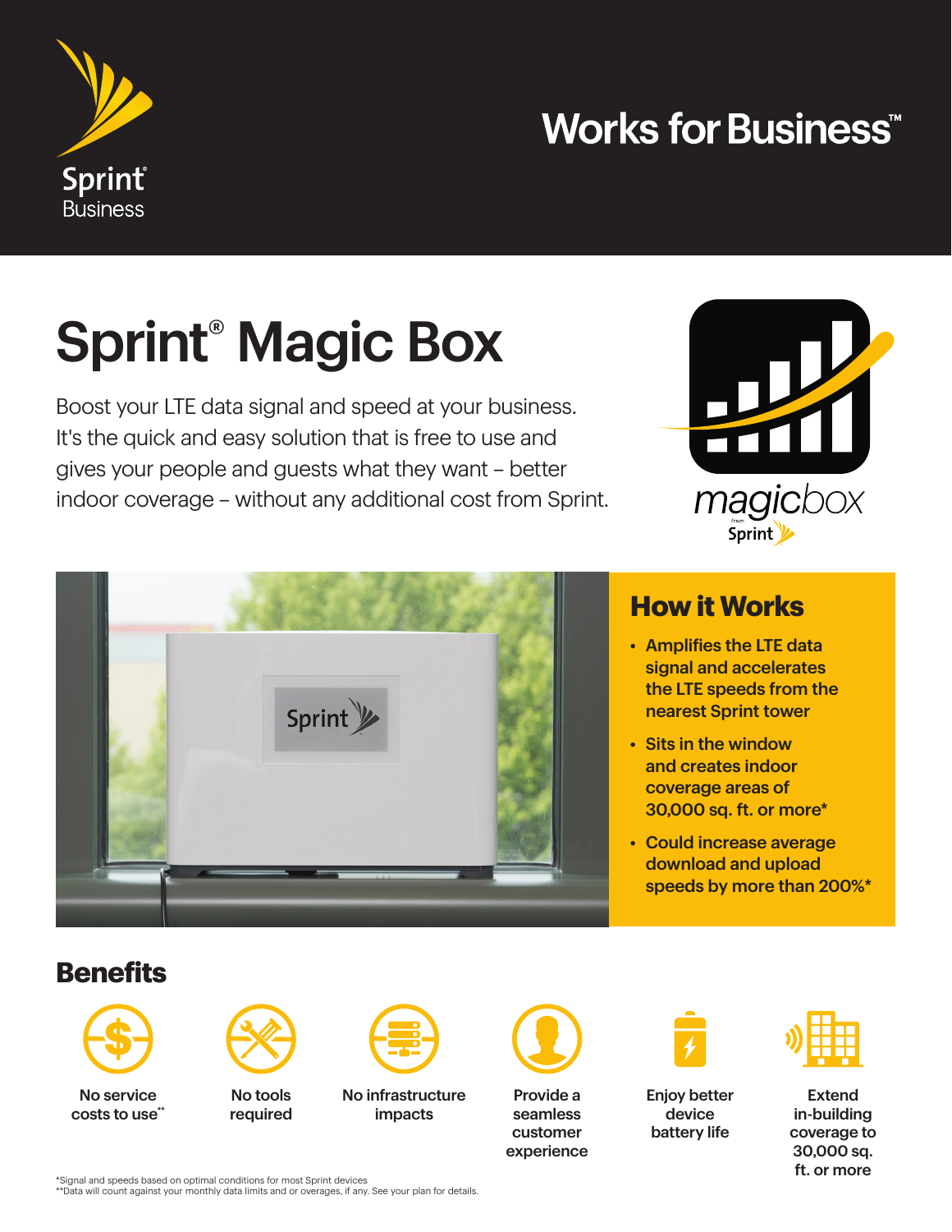Sprint Business

# Works for Business™

# Sprint® Magic Box

Boost your LTE data signal and speed at your business. It's the quick and easy solution that is free to use and gives your people and guests what they want – better indoor coverage – without any additional cost from Sprint.

magicbox from Sprint

## How it Works

- Amplifies the LTE data signal and accelerates the LTE speeds from the nearest Sprint tower
- Sits in the window and creates indoor coverage areas of 30,000 sq. ft. or more*
- Could increase average download and upload speeds by more than 200%*

## Benefits

- No service costs to use**
- No tools required
- No infrastructure impacts
- Provide a seamless customer experience
- Enjoy better device battery life
- Extend in-building coverage to 30,000 sq. ft. or more

*Signal and speeds based on optimal conditions for most Sprint devices
**Data will count against your monthly data limits and or overages, if any. See your plan for details.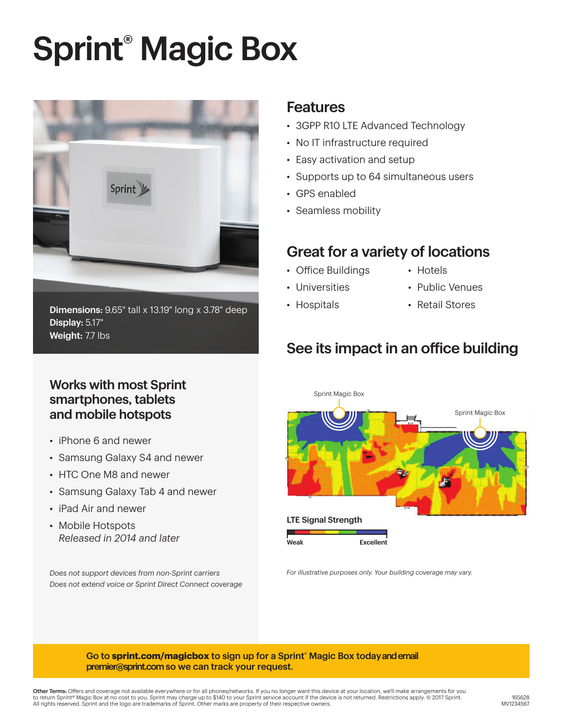# Sprint® Magic Box

**Dimensions:** 9.65" tall x 13.19" long x 3.78" deep
**Display:** 5.17"
**Weight:** 7.7 lbs

## Works with most Sprint smartphones, tablets and mobile hotspots

- iPhone 6 and newer
- Samsung Galaxy S4 and newer
- HTC One M8 and newer
- Samsung Galaxy Tab 4 and newer
- iPad Air and newer
- Mobile Hotspots
  *Released in 2014 and later*

*Does not support devices from non-Sprint carriers*
*Does not extend voice or Sprint Direct Connect coverage*

## Features

- 3GPP R10 LTE Advanced Technology
- No IT infrastructure required
- Easy activation and setup
- Supports up to 64 simultaneous users
- GPS enabled
- Seamless mobility

## Great for a variety of locations

- Office Buildings
- Universities
- Hospitals
- Hotels
- Public Venues
- Retail Stores

## See its impact in an office building

Sprint Magic Box
Sprint Magic Box

**LTE Signal Strength**
Weak
Excellent

*For illustrative purposes only. Your building coverage may vary.*

**Go to sprint.com/magicbox to sign up for a Sprint® Magic Box today and email premier@sprint.com so we can track your request.**

**Other Terms:** Offers and coverage not available everywhere or for all phones/networks. If you no longer want this device at your location, we'll make arrangements for you to return Sprint® Magic Box at no cost to you. Sprint may charge up to $140 to your Sprint service account if the device is not returned. Restrictions apply. © 2017 Sprint. All rights reserved. Sprint and the logo are trademarks of Sprint. Other marks are property of their respective owners.

165628
MV1234567